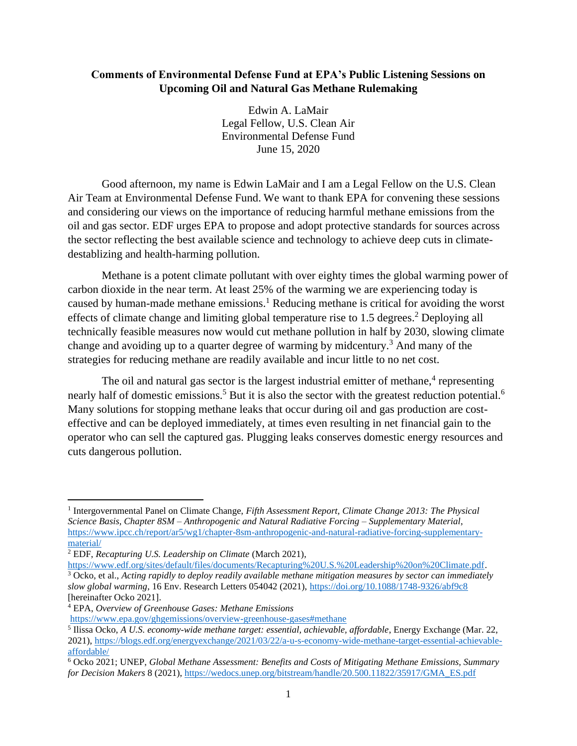**Comments of Environmental Defense Fund at EPA's Public Listening Sessions on Upcoming Oil and Natural Gas Methane Rulemaking**

Edwin A. LaMair
Legal Fellow, U.S. Clean Air
Environmental Defense Fund
June 15, 2020

Good afternoon, my name is Edwin LaMair and I am a Legal Fellow on the U.S. Clean Air Team at Environmental Defense Fund. We want to thank EPA for convening these sessions and considering our views on the importance of reducing harmful methane emissions from the oil and gas sector. EDF urges EPA to propose and adopt protective standards for sources across the sector reflecting the best available science and technology to achieve deep cuts in climate-destabilizing and health-harming pollution.

Methane is a potent climate pollutant with over eighty times the global warming power of carbon dioxide in the near term. At least 25% of the warming we are experiencing today is caused by human-made methane emissions.[1] Reducing methane is critical for avoiding the worst effects of climate change and limiting global temperature rise to 1.5 degrees.[2] Deploying all technically feasible measures now would cut methane pollution in half by 2030, slowing climate change and avoiding up to a quarter degree of warming by midcentury.[3] And many of the strategies for reducing methane are readily available and incur little to no net cost.

The oil and natural gas sector is the largest industrial emitter of methane,[4] representing nearly half of domestic emissions.[5] But it is also the sector with the greatest reduction potential.[6] Many solutions for stopping methane leaks that occur during oil and gas production are cost-effective and can be deployed immediately, at times even resulting in net financial gain to the operator who can sell the captured gas. Plugging leaks conserves domestic energy resources and cuts dangerous pollution.

---

[1] Intergovernmental Panel on Climate Change, *Fifth Assessment Report, Climate Change 2013: The Physical Science Basis, Chapter 8SM – Anthropogenic and Natural Radiative Forcing – Supplementary Material*, https://www.ipcc.ch/report/ar5/wg1/chapter-8sm-anthropogenic-and-natural-radiative-forcing-supplementary-material/

[2] EDF, *Recapturing U.S. Leadership on Climate* (March 2021), https://www.edf.org/sites/default/files/documents/Recapturing%20U.S.%20Leadership%20on%20Climate.pdf.

[3] Ocko, et al., *Acting rapidly to deploy readily available methane mitigation measures by sector can immediately slow global warming*, 16 Env. Research Letters 054042 (2021), https://doi.org/10.1088/1748-9326/abf9c8 [hereinafter Ocko 2021].

[4] EPA, *Overview of Greenhouse Gases: Methane Emissions* https://www.epa.gov/ghgemissions/overview-greenhouse-gases#methane

[5] Ilissa Ocko, *A U.S. economy-wide methane target: essential, achievable, affordable*, Energy Exchange (Mar. 22, 2021), https://blogs.edf.org/energyexchange/2021/03/22/a-u-s-economy-wide-methane-target-essential-achievable-affordable/

[6] Ocko 2021; UNEP, *Global Methane Assessment: Benefits and Costs of Mitigating Methane Emissions, Summary for Decision Makers* 8 (2021), https://wedocs.unep.org/bitstream/handle/20.500.11822/35917/GMA_ES.pdf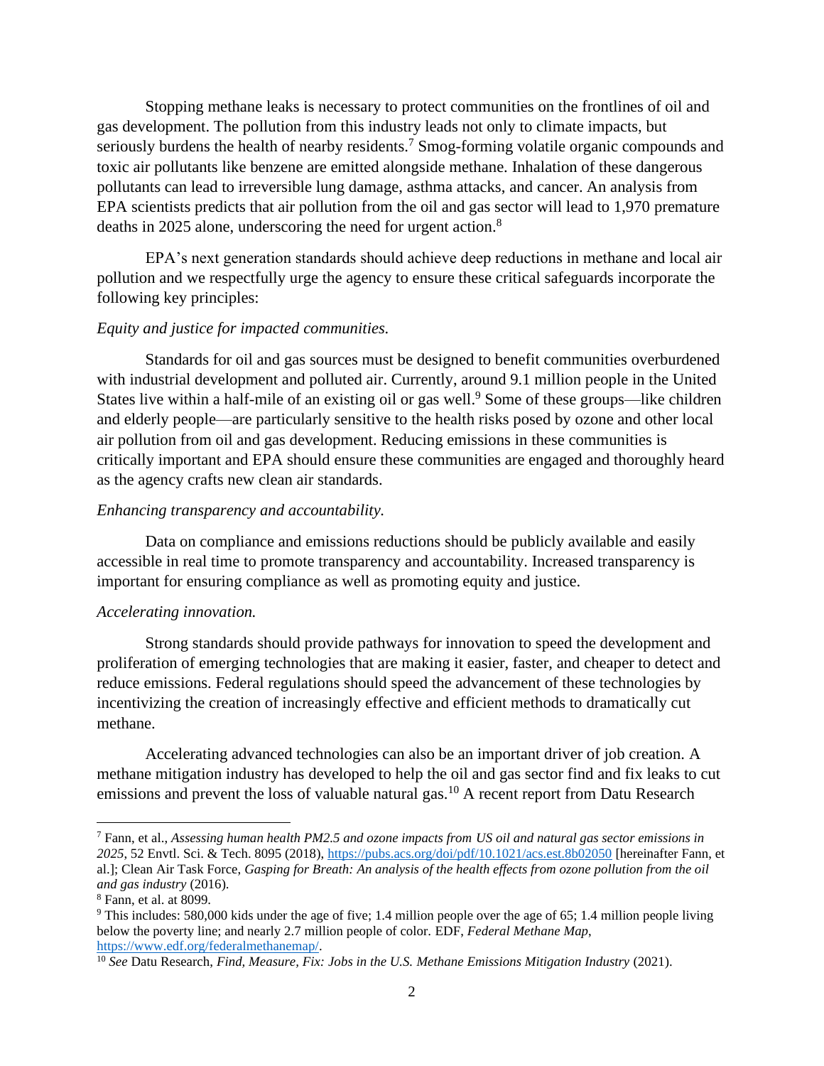Stopping methane leaks is necessary to protect communities on the frontlines of oil and gas development. The pollution from this industry leads not only to climate impacts, but seriously burdens the health of nearby residents.[7] Smog-forming volatile organic compounds and toxic air pollutants like benzene are emitted alongside methane. Inhalation of these dangerous pollutants can lead to irreversible lung damage, asthma attacks, and cancer. An analysis from EPA scientists predicts that air pollution from the oil and gas sector will lead to 1,970 premature deaths in 2025 alone, underscoring the need for urgent action.[8]

EPA's next generation standards should achieve deep reductions in methane and local air pollution and we respectfully urge the agency to ensure these critical safeguards incorporate the following key principles:

*Equity and justice for impacted communities.*

Standards for oil and gas sources must be designed to benefit communities overburdened with industrial development and polluted air. Currently, around 9.1 million people in the United States live within a half-mile of an existing oil or gas well.[9] Some of these groups—like children and elderly people—are particularly sensitive to the health risks posed by ozone and other local air pollution from oil and gas development. Reducing emissions in these communities is critically important and EPA should ensure these communities are engaged and thoroughly heard as the agency crafts new clean air standards.

*Enhancing transparency and accountability.*

Data on compliance and emissions reductions should be publicly available and easily accessible in real time to promote transparency and accountability. Increased transparency is important for ensuring compliance as well as promoting equity and justice.

*Accelerating innovation.*

Strong standards should provide pathways for innovation to speed the development and proliferation of emerging technologies that are making it easier, faster, and cheaper to detect and reduce emissions. Federal regulations should speed the advancement of these technologies by incentivizing the creation of increasingly effective and efficient methods to dramatically cut methane.

Accelerating advanced technologies can also be an important driver of job creation. A methane mitigation industry has developed to help the oil and gas sector find and fix leaks to cut emissions and prevent the loss of valuable natural gas.[10] A recent report from Datu Research

---

[7] Fann, et al., *Assessing human health PM2.5 and ozone impacts from US oil and natural gas sector emissions in 2025*, 52 Envtl. Sci. & Tech. 8095 (2018), https://pubs.acs.org/doi/pdf/10.1021/acs.est.8b02050 [hereinafter Fann, et al.]; Clean Air Task Force, *Gasping for Breath: An analysis of the health effects from ozone pollution from the oil and gas industry* (2016).

[8] Fann, et al. at 8099.

[9] This includes: 580,000 kids under the age of five; 1.4 million people over the age of 65; 1.4 million people living below the poverty line; and nearly 2.7 million people of color. EDF, *Federal Methane Map*, https://www.edf.org/federalmethanemap/.

[10] *See* Datu Research, *Find, Measure, Fix: Jobs in the U.S. Methane Emissions Mitigation Industry* (2021).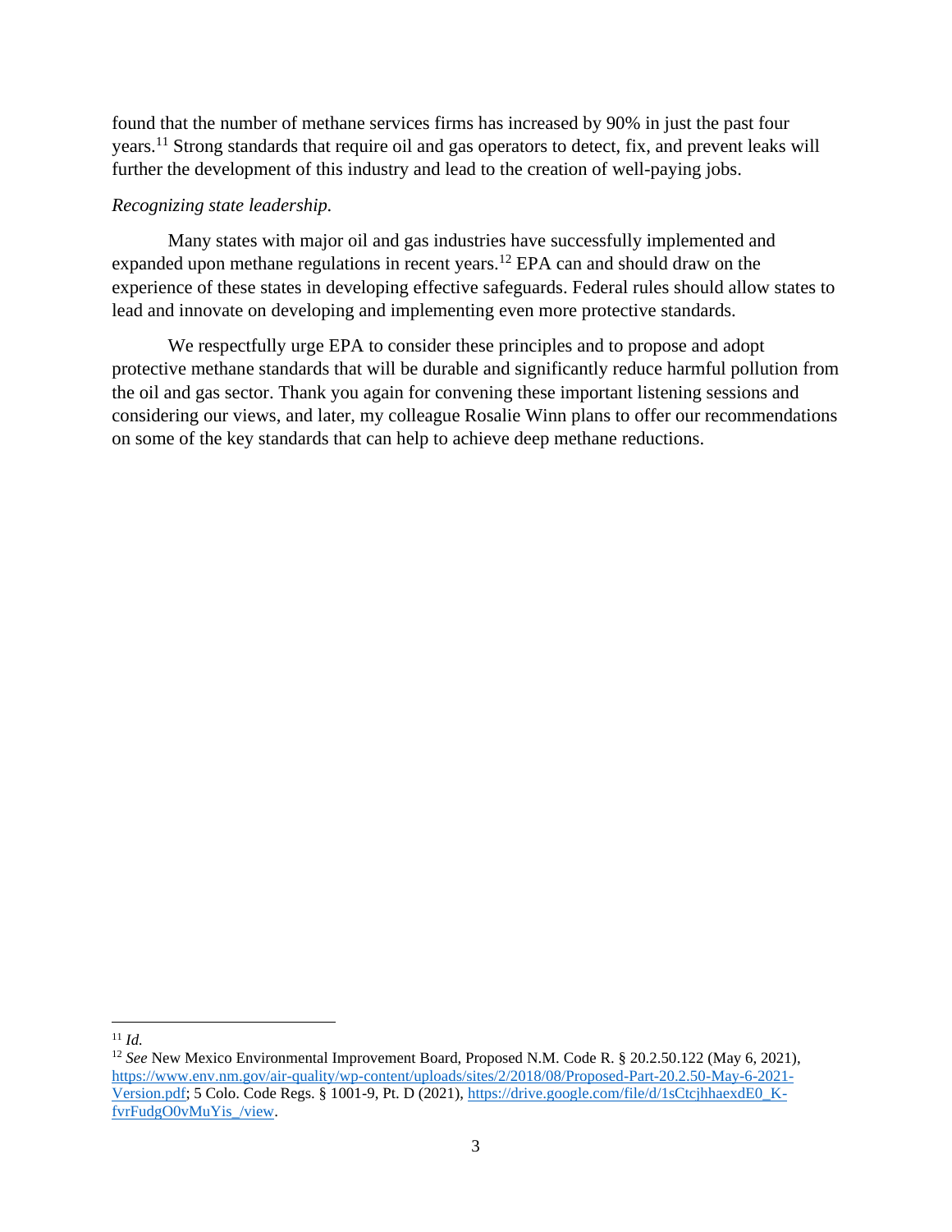found that the number of methane services firms has increased by 90% in just the past four years.[11] Strong standards that require oil and gas operators to detect, fix, and prevent leaks will further the development of this industry and lead to the creation of well-paying jobs.

*Recognizing state leadership.*

Many states with major oil and gas industries have successfully implemented and expanded upon methane regulations in recent years.[12] EPA can and should draw on the experience of these states in developing effective safeguards. Federal rules should allow states to lead and innovate on developing and implementing even more protective standards.

We respectfully urge EPA to consider these principles and to propose and adopt protective methane standards that will be durable and significantly reduce harmful pollution from the oil and gas sector. Thank you again for convening these important listening sessions and considering our views, and later, my colleague Rosalie Winn plans to offer our recommendations on some of the key standards that can help to achieve deep methane reductions.

---

[11] *Id.*

[12] *See* New Mexico Environmental Improvement Board, Proposed N.M. Code R. § 20.2.50.122 (May 6, 2021), https://www.env.nm.gov/air-quality/wp-content/uploads/sites/2/2018/08/Proposed-Part-20.2.50-May-6-2021-Version.pdf; 5 Colo. Code Regs. § 1001-9, Pt. D (2021), https://drive.google.com/file/d/1sCtcjhhaexdE0_K-fvrFudgO0vMuYis_/view.